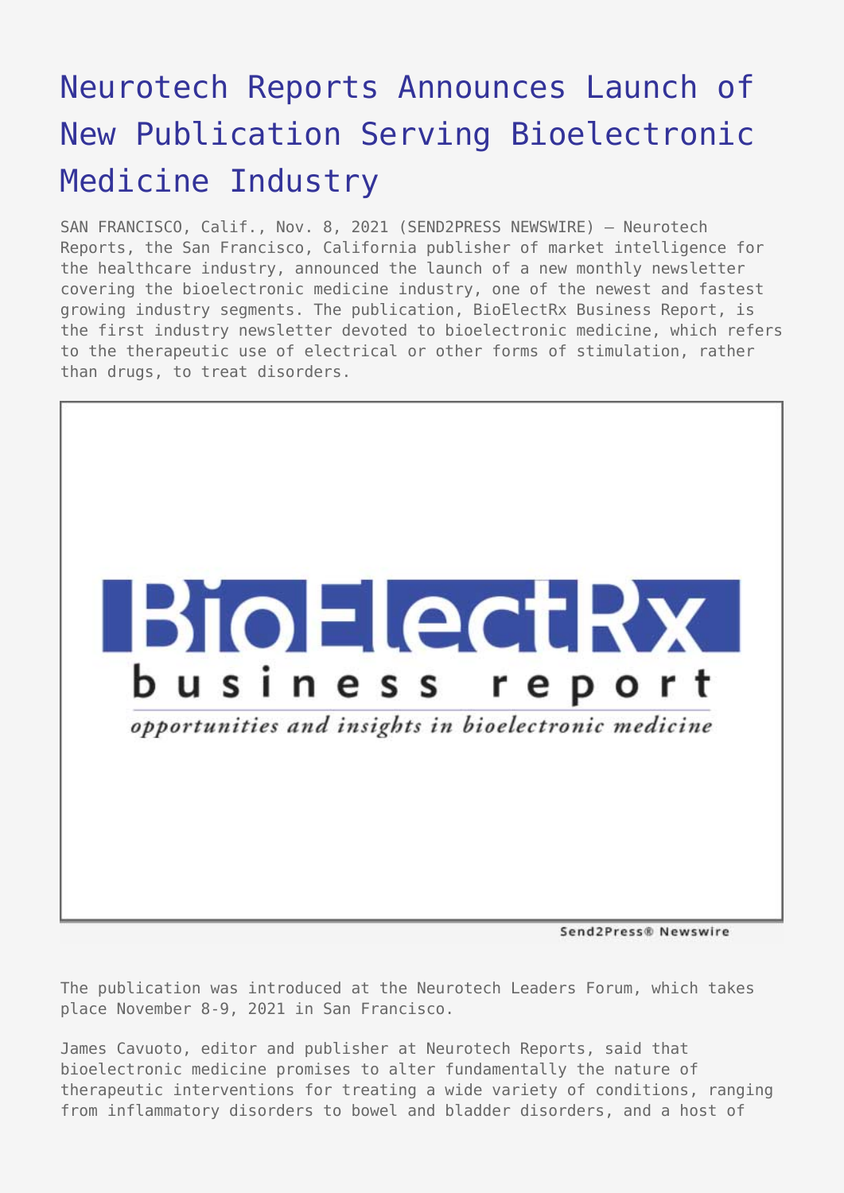# Neurotech Reports Announces Launch of New Publication Serving Bioelectronic Medicine Industry

SAN FRANCISCO, Calif., Nov. 8, 2021 (SEND2PRESS NEWSWIRE) — Neurotech Reports, the San Francisco, California publisher of market intelligence for the healthcare industry, announced the launch of a new monthly newsletter covering the bioelectronic medicine industry, one of the newest and fastest growing industry segments. The publication, BioElectRx Business Report, is the first industry newsletter devoted to bioelectronic medicine, which refers to the therapeutic use of electrical or other forms of stimulation, rather than drugs, to treat disorders.

The publication was introduced at the Neurotech Leaders Forum, which takes place November 8-9, 2021 in San Francisco.

James Cavuoto, editor and publisher at Neurotech Reports, said that bioelectronic medicine promises to alter fundamentally the nature of therapeutic interventions for treating a wide variety of conditions, ranging from inflammatory disorders to bowel and bladder disorders, and a host of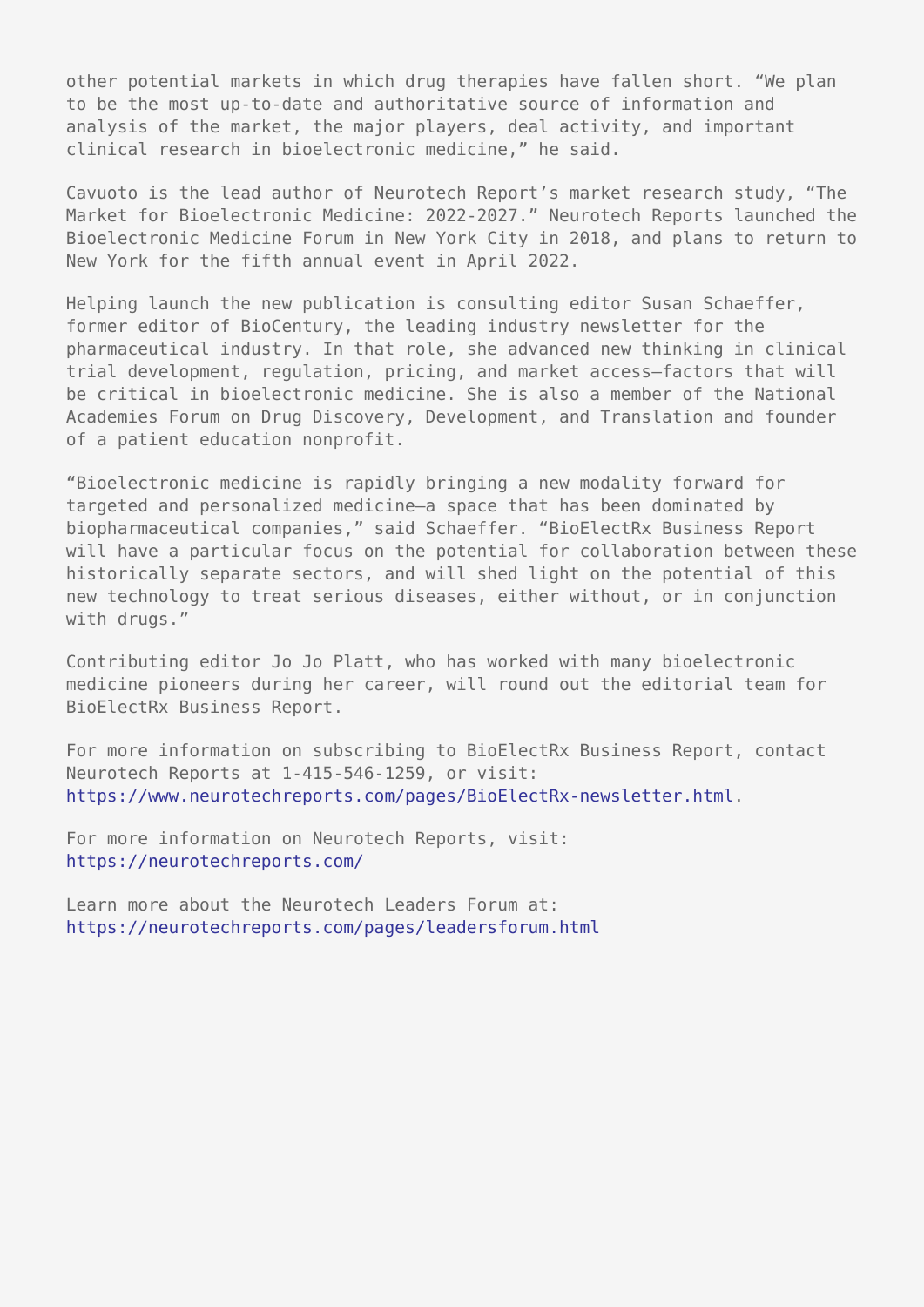other potential markets in which drug therapies have fallen short. “We plan to be the most up-to-date and authoritative source of information and analysis of the market, the major players, deal activity, and important clinical research in bioelectronic medicine,” he said.

Cavuoto is the lead author of Neurotech Report’s market research study, “The Market for Bioelectronic Medicine: 2022-2027.” Neurotech Reports launched the Bioelectronic Medicine Forum in New York City in 2018, and plans to return to New York for the fifth annual event in April 2022.

Helping launch the new publication is consulting editor Susan Schaeffer, former editor of BioCentury, the leading industry newsletter for the pharmaceutical industry. In that role, she advanced new thinking in clinical trial development, regulation, pricing, and market access—factors that will be critical in bioelectronic medicine. She is also a member of the National Academies Forum on Drug Discovery, Development, and Translation and founder of a patient education nonprofit.

“Bioelectronic medicine is rapidly bringing a new modality forward for targeted and personalized medicine—a space that has been dominated by biopharmaceutical companies,” said Schaeffer. “BioElectRx Business Report will have a particular focus on the potential for collaboration between these historically separate sectors, and will shed light on the potential of this new technology to treat serious diseases, either without, or in conjunction with drugs.”

Contributing editor Jo Jo Platt, who has worked with many bioelectronic medicine pioneers during her career, will round out the editorial team for BioElectRx Business Report.

For more information on subscribing to BioElectRx Business Report, contact Neurotech Reports at 1-415-546-1259, or visit: https://www.neurotechreports.com/pages/BioElectRx-newsletter.html.

For more information on Neurotech Reports, visit: https://neurotechreports.com/

Learn more about the Neurotech Leaders Forum at: https://neurotechreports.com/pages/leadersforum.html